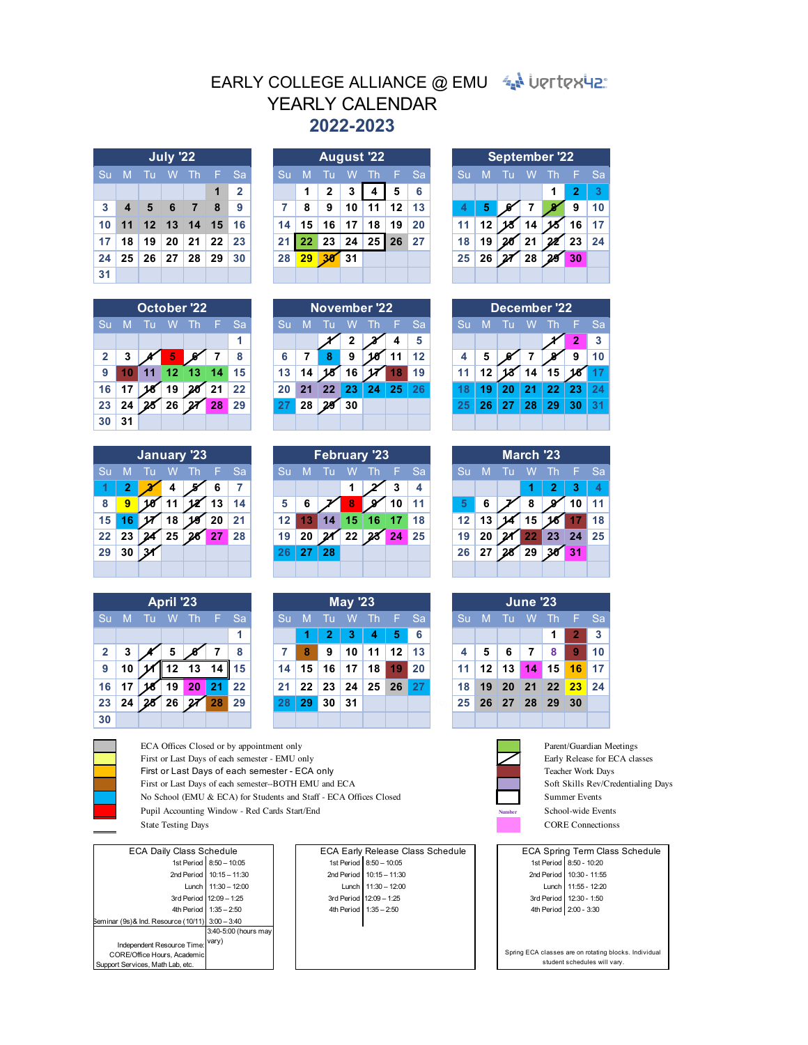# EARLY COLLEGE ALLIANCE @ EMU

## YEARLY CALENDAR

## 2022-2023

### July '22

| Su | M | Tu | W | Th | F | Sa |
|---|---|---|---|---|---|---|
| | | | | | 1 | 2 |
| 3 | 4 | 5 | 6 | 7 | 8 | 9 |
| 10 | 11 | 12 | 13 | 14 | 15 | 16 |
| 17 | 18 | 19 | 20 | 21 | 22 | 23 |
| 24 | 25 | 26 | 27 | 28 | 29 | 30 |
| 31 | | | | | | |

### August '22

| Su | M | Tu | W | Th | F | Sa |
|---|---|---|---|---|---|---|
| | 1 | 2 | 3 | 4 | 5 | 6 |
| 7 | 8 | 9 | 10 | 11 | 12 | 13 |
| 14 | 15 | 16 | 17 | 18 | 19 | 20 |
| 21 | 22 | 23 | 24 | 25 | 26 | 27 |
| 28 | 29 | 30 | 31 | | | |

### September '22

| Su | M | Tu | W | Th | F | Sa |
|---|---|---|---|---|---|---|
| | | | | 1 | 2 | 3 |
| 4 | 5 | 6 | 7 | 8 | 9 | 10 |
| 11 | 12 | 13 | 14 | 15 | 16 | 17 |
| 18 | 19 | 20 | 21 | 22 | 23 | 24 |
| 25 | 26 | 27 | 28 | 29 | 30 | |

### October '22

| Su | M | Tu | W | Th | F | Sa |
|---|---|---|---|---|---|---|
| | | | | | | 1 |
| 2 | 3 | 4 | 5 | 6 | 7 | 8 |
| 9 | 10 | 11 | 12 | 13 | 14 | 15 |
| 16 | 17 | 18 | 19 | 20 | 21 | 22 |
| 23 | 24 | 25 | 26 | 27 | 28 | 29 |
| 30 | 31 | | | | | |

### November '22

| Su | M | Tu | W | Th | F | Sa |
|---|---|---|---|---|---|---|
| | | 1 | 2 | 3 | 4 | 5 |
| 6 | 7 | 8 | 9 | 10 | 11 | 12 |
| 13 | 14 | 15 | 16 | 17 | 18 | 19 |
| 20 | 21 | 22 | 23 | 24 | 25 | 26 |
| 27 | 28 | 29 | 30 | | | |

### December '22

| Su | M | Tu | W | Th | F | Sa |
|---|---|---|---|---|---|---|
| | | | | 1 | 2 | 3 |
| 4 | 5 | 6 | 7 | 8 | 9 | 10 |
| 11 | 12 | 13 | 14 | 15 | 16 | 17 |
| 18 | 19 | 20 | 21 | 22 | 23 | 24 |
| 25 | 26 | 27 | 28 | 29 | 30 | 31 |

### January '23

| Su | M | Tu | W | Th | F | Sa |
|---|---|---|---|---|---|---|
| 1 | 2 | 3 | 4 | 5 | 6 | 7 |
| 8 | 9 | 10 | 11 | 12 | 13 | 14 |
| 15 | 16 | 17 | 18 | 19 | 20 | 21 |
| 22 | 23 | 24 | 25 | 26 | 27 | 28 |
| 29 | 30 | 31 | | | | |

### February '23

| Su | M | Tu | W | Th | F | Sa |
|---|---|---|---|---|---|---|
| | | | 1 | 2 | 3 | 4 |
| 5 | 6 | 7 | 8 | 9 | 10 | 11 |
| 12 | 13 | 14 | 15 | 16 | 17 | 18 |
| 19 | 20 | 21 | 22 | 23 | 24 | 25 |
| 26 | 27 | 28 | | | | |

### March '23

| Su | M | Tu | W | Th | F | Sa |
|---|---|---|---|---|---|---|
| | | | 1 | 2 | 3 | 4 |
| 5 | 6 | 7 | 8 | 9 | 10 | 11 |
| 12 | 13 | 14 | 15 | 16 | 17 | 18 |
| 19 | 20 | 21 | 22 | 23 | 24 | 25 |
| 26 | 27 | 28 | 29 | 30 | 31 | |

### April '23

| Su | M | Tu | W | Th | F | Sa |
|---|---|---|---|---|---|---|
| | | | | | | 1 |
| 2 | 3 | 4 | 5 | 6 | 7 | 8 |
| 9 | 10 | 11 | 12 | 13 | 14 | 15 |
| 16 | 17 | 18 | 19 | 20 | 21 | 22 |
| 23 | 24 | 25 | 26 | 27 | 28 | 29 |
| 30 | | | | | | |

### May '23

| Su | M | Tu | W | Th | F | Sa |
|---|---|---|---|---|---|---|
| | 1 | 2 | 3 | 4 | 5 | 6 |
| 7 | 8 | 9 | 10 | 11 | 12 | 13 |
| 14 | 15 | 16 | 17 | 18 | 19 | 20 |
| 21 | 22 | 23 | 24 | 25 | 26 | 27 |
| 28 | 29 | 30 | 31 | | | |

### June '23

| Su | M | Tu | W | Th | F | Sa |
|---|---|---|---|---|---|---|
| | | | | 1 | 2 | 3 |
| 4 | 5 | 6 | 7 | 8 | 9 | 10 |
| 11 | 12 | 13 | 14 | 15 | 16 | 17 |
| 18 | 19 | 20 | 21 | 22 | 23 | 24 |
| 25 | 26 | 27 | 28 | 29 | 30 | |

### Legend

- ECA Offices Closed or by appointment only
- First or Last Days of each semester - EMU only
- First or Last Days of each semester - ECA only
- First or Last Days of each semester--BOTH EMU and ECA
- No School (EMU & ECA) for Students and Staff - ECA Offices Closed
- Pupil Accounting Window - Red Cards Start/End
- State Testing Days
- Parent/Guardian Meetings
- Early Release for ECA classes
- Teacher Work Days
- Soft Skills Rev/Credentialing Days
- Summer Events
- Number: School-wide Events
- CORE Connections

### ECA Daily Class Schedule

| | |
|---|---|
| 1st Period | 8:50 – 10:05 |
| 2nd Period | 10:15 – 11:30 |
| Lunch | 11:30 – 12:00 |
| 3rd Period | 12:09 – 1:25 |
| 4th Period | 1:35 – 2:50 |
| Seminar (9s)& Ind. Resource (10/11) | 3:00 – 3:40 |
| Independent Resource Time: CORE/Office Hours, Academic Support Services, Math Lab, etc. | 3:40-5:00 (hours may vary) |

### ECA Early Release Class Schedule

| | |
|---|---|
| 1st Period | 8:50 – 10:05 |
| 2nd Period | 10:15 – 11:30 |
| Lunch | 11:30 – 12:00 |
| 3rd Period | 12:09 – 1:25 |
| 4th Period | 1:35 – 2:50 |

### ECA Spring Term Class Schedule

| | |
|---|---|
| 1st Period | 8:50 - 10:20 |
| 2nd Period | 10:30 - 11:55 |
| Lunch | 11:55 - 12:20 |
| 3rd Period | 12:30 - 1:50 |
| 4th Period | 2:00 - 3:30 |

Spring ECA classes are on rotating blocks. Individual student schedules will vary.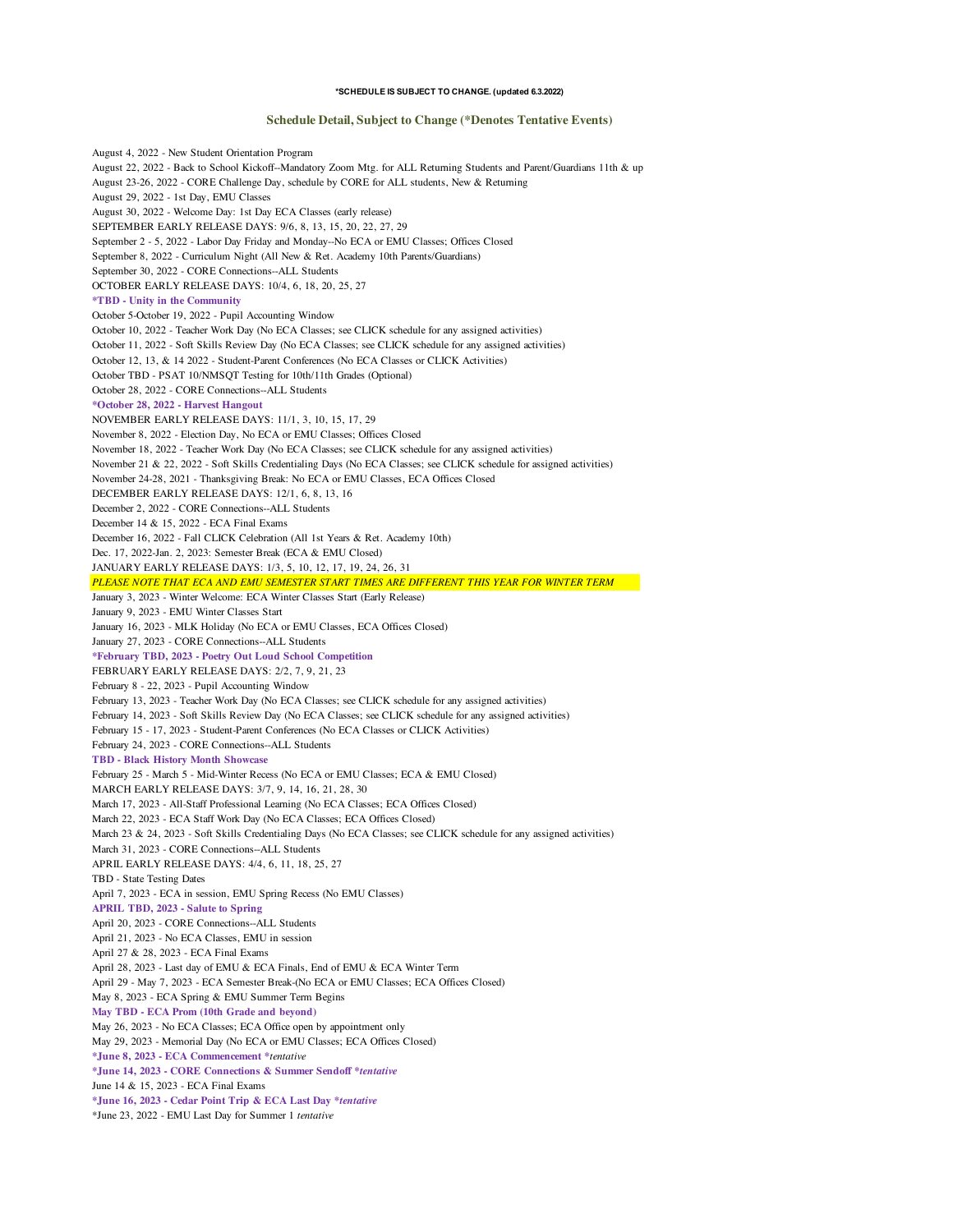**\*SCHEDULE IS SUBJECT TO CHANGE. (updated 6.3.2022)**

## Schedule Detail, Subject to Change (*Denotes Tentative Events)

August 4, 2022 - New Student Orientation Program
August 22, 2022 - Back to School Kickoff--Mandatory Zoom Mtg. for ALL Returning Students and Parent/Guardians 11th & up
August 23-26, 2022 - CORE Challenge Day, schedule by CORE for ALL students, New & Returning
August 29, 2022 - 1st Day, EMU Classes
August 30, 2022 - Welcome Day: 1st Day ECA Classes (early release)
SEPTEMBER EARLY RELEASE DAYS: 9/6, 8, 13, 15, 20, 22, 27, 29
September 2 - 5, 2022 - Labor Day Friday and Monday--No ECA or EMU Classes; Offices Closed
September 8, 2022 - Curriculum Night (All New & Ret. Academy 10th Parents/Guardians)
September 30, 2022 - CORE Connections--ALL Students
OCTOBER EARLY RELEASE DAYS: 10/4, 6, 18, 20, 25, 27
**\*TBD - Unity in the Community**
October 5-October 19, 2022 - Pupil Accounting Window
October 10, 2022 - Teacher Work Day (No ECA Classes; see CLICK schedule for any assigned activities)
October 11, 2022 - Soft Skills Review Day (No ECA Classes; see CLICK schedule for any assigned activities)
October 12, 13, & 14 2022 - Student-Parent Conferences (No ECA Classes or CLICK Activities)
October TBD - PSAT 10/NMSQT Testing for 10th/11th Grades (Optional)
October 28, 2022 - CORE Connections--ALL Students
**\*October 28, 2022 - Harvest Hangout**
NOVEMBER EARLY RELEASE DAYS: 11/1, 3, 10, 15, 17, 29
November 8, 2022 - Election Day, No ECA or EMU Classes; Offices Closed
November 18, 2022 - Teacher Work Day (No ECA Classes; see CLICK schedule for any assigned activities)
November 21 & 22, 2022 - Soft Skills Credentialing Days (No ECA Classes; see CLICK schedule for assigned activities)
November 24-28, 2021 - Thanksgiving Break: No ECA or EMU Classes, ECA Offices Closed
DECEMBER EARLY RELEASE DAYS: 12/1, 6, 8, 13, 16
December 2, 2022 - CORE Connections--ALL Students
December 14 & 15, 2022 - ECA Final Exams
December 16, 2022 - Fall CLICK Celebration (All 1st Years & Ret. Academy 10th)
Dec. 17, 2022-Jan. 2, 2023: Semester Break (ECA & EMU Closed)
JANUARY EARLY RELEASE DAYS: 1/3, 5, 10, 12, 17, 19, 24, 26, 31
*PLEASE NOTE THAT ECA AND EMU SEMESTER START TIMES ARE DIFFERENT THIS YEAR FOR WINTER TERM*
January 3, 2023 - Winter Welcome: ECA Winter Classes Start (Early Release)
January 9, 2023 - EMU Winter Classes Start
January 16, 2023 - MLK Holiday (No ECA or EMU Classes, ECA Offices Closed)
January 27, 2023 - CORE Connections--ALL Students
**\*February TBD, 2023 - Poetry Out Loud School Competition**
FEBRUARY EARLY RELEASE DAYS: 2/2, 7, 9, 21, 23
February 8 - 22, 2023 - Pupil Accounting Window
February 13, 2023 - Teacher Work Day (No ECA Classes; see CLICK schedule for any assigned activities)
February 14, 2023 - Soft Skills Review Day (No ECA Classes; see CLICK schedule for any assigned activities)
February 15 - 17, 2023 - Student-Parent Conferences (No ECA Classes or CLICK Activities)
February 24, 2023 - CORE Connections--ALL Students
**TBD - Black History Month Showcase**
February 25 - March 5 - Mid-Winter Recess (No ECA or EMU Classes; ECA & EMU Closed)
MARCH EARLY RELEASE DAYS: 3/7, 9, 14, 16, 21, 28, 30
March 17, 2023 - All-Staff Professional Learning (No ECA Classes; ECA Offices Closed)
March 22, 2023 - ECA Staff Work Day (No ECA Classes; ECA Offices Closed)
March 23 & 24, 2023 - Soft Skills Credentialing Days (No ECA Classes; see CLICK schedule for any assigned activities)
March 31, 2023 - CORE Connections--ALL Students
APRIL EARLY RELEASE DAYS: 4/4, 6, 11, 18, 25, 27
TBD - State Testing Dates
April 7, 2023 - ECA in session, EMU Spring Recess (No EMU Classes)
**APRIL TBD, 2023 - Salute to Spring**
April 20, 2023 - CORE Connections--ALL Students
April 21, 2023 - No ECA Classes, EMU in session
April 27 & 28, 2023 - ECA Final Exams
April 28, 2023 - Last day of EMU & ECA Finals, End of EMU & ECA Winter Term
April 29 - May 7, 2023 - ECA Semester Break-(No ECA or EMU Classes; ECA Offices Closed)
May 8, 2023 - ECA Spring & EMU Summer Term Begins
**May TBD - ECA Prom (10th Grade and beyond)**
May 26, 2023 - No ECA Classes; ECA Office open by appointment only
May 29, 2023 - Memorial Day (No ECA or EMU Classes; ECA Offices Closed)
**\*June 8, 2023 - ECA Commencement \****tentative*
**\*June 14, 2023 - CORE Connections & Summer Sendoff \****tentative*
June 14 & 15, 2023 - ECA Final Exams
**\*June 16, 2023 - Cedar Point Trip & ECA Last Day \****tentative*
\*June 23, 2022 - EMU Last Day for Summer 1 *tentative*